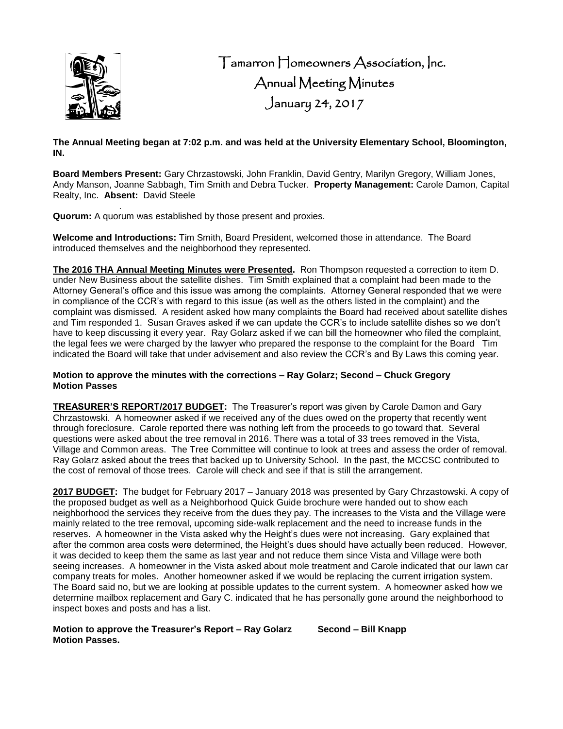# Tamarron Homeowners Association, Inc.
## Annual Meeting Minutes
## January 24, 2017

**The Annual Meeting began at 7:02 p.m. and was held at the University Elementary School, Bloomington, IN.**

**Board Members Present:** Gary Chrzastowski, John Franklin, David Gentry, Marilyn Gregory, William Jones, Andy Manson, Joanne Sabbagh, Tim Smith and Debra Tucker. **Property Management:** Carole Damon, Capital Realty, Inc. **Absent:** David Steele

**Quorum:** A quorum was established by those present and proxies.

**Welcome and Introductions:** Tim Smith, Board President, welcomed those in attendance. The Board introduced themselves and the neighborhood they represented.

**The 2016 THA Annual Meeting Minutes were Presented.** Ron Thompson requested a correction to item D. under New Business about the satellite dishes. Tim Smith explained that a complaint had been made to the Attorney General's office and this issue was among the complaints. Attorney General responded that we were in compliance of the CCR's with regard to this issue (as well as the others listed in the complaint) and the complaint was dismissed. A resident asked how many complaints the Board had received about satellite dishes and Tim responded 1. Susan Graves asked if we can update the CCR's to include satellite dishes so we don't have to keep discussing it every year. Ray Golarz asked if we can bill the homeowner who filed the complaint, the legal fees we were charged by the lawyer who prepared the response to the complaint for the Board Tim indicated the Board will take that under advisement and also review the CCR's and By Laws this coming year.

**Motion to approve the minutes with the corrections – Ray Golarz; Second – Chuck Gregory**
**Motion Passes**

**TREASURER'S REPORT/2017 BUDGET:** The Treasurer's report was given by Carole Damon and Gary Chrzastowski. A homeowner asked if we received any of the dues owed on the property that recently went through foreclosure. Carole reported there was nothing left from the proceeds to go toward that. Several questions were asked about the tree removal in 2016. There was a total of 33 trees removed in the Vista, Village and Common areas. The Tree Committee will continue to look at trees and assess the order of removal. Ray Golarz asked about the trees that backed up to University School. In the past, the MCCSC contributed to the cost of removal of those trees. Carole will check and see if that is still the arrangement.

**2017 BUDGET:** The budget for February 2017 – January 2018 was presented by Gary Chrzastowski. A copy of the proposed budget as well as a Neighborhood Quick Guide brochure were handed out to show each neighborhood the services they receive from the dues they pay. The increases to the Vista and the Village were mainly related to the tree removal, upcoming side-walk replacement and the need to increase funds in the reserves. A homeowner in the Vista asked why the Height's dues were not increasing. Gary explained that after the common area costs were determined, the Height's dues should have actually been reduced. However, it was decided to keep them the same as last year and not reduce them since Vista and Village were both seeing increases. A homeowner in the Vista asked about mole treatment and Carole indicated that our lawn car company treats for moles. Another homeowner asked if we would be replacing the current irrigation system. The Board said no, but we are looking at possible updates to the current system. A homeowner asked how we determine mailbox replacement and Gary C. indicated that he has personally gone around the neighborhood to inspect boxes and posts and has a list.

**Motion to approve the Treasurer's Report – Ray Golarz Second – Bill Knapp**
**Motion Passes.**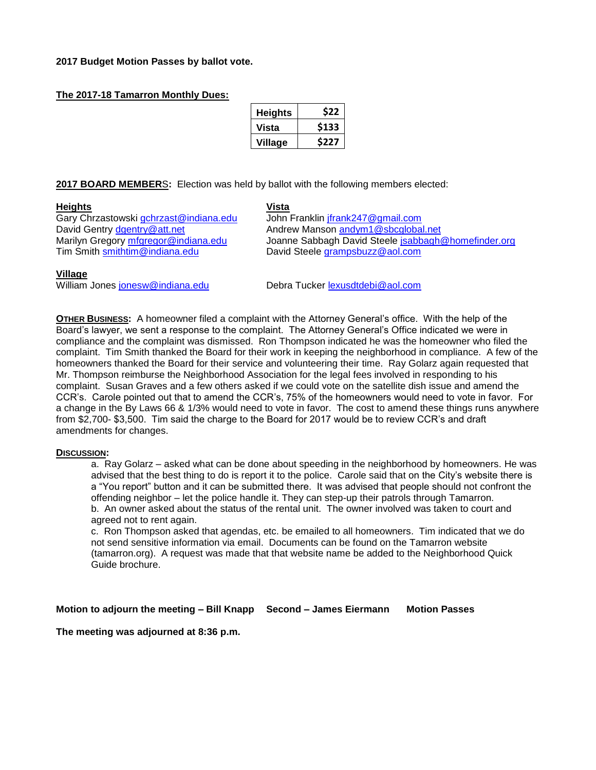**2017 Budget Motion Passes by ballot vote.**

**The 2017-18 Tamarron Monthly Dues:**

| | |
|---|---|
| **Heights** | $22 |
| **Vista** | $133 |
| **Village** | $227 |

**2017 BOARD MEMBERS:** Election was held by ballot with the following members elected:

**Heights**
Gary Chrzastowski gchrzast@indiana.edu
David Gentry dgentry@att.net
Marilyn Gregory mfgregor@indiana.edu
Tim Smith smithtim@indiana.edu

**Vista**
John Franklin jfrank247@gmail.com
Andrew Manson andym1@sbcglobal.net
Joanne Sabbagh David Steele jsabbagh@homefinder.org
David Steele grampsbuzz@aol.com

**Village**
William Jones jonesw@indiana.edu
Debra Tucker lexusdtdebi@aol.com

**OTHER BUSINESS:** A homeowner filed a complaint with the Attorney General's office. With the help of the Board's lawyer, we sent a response to the complaint. The Attorney General's Office indicated we were in compliance and the complaint was dismissed. Ron Thompson indicated he was the homeowner who filed the complaint. Tim Smith thanked the Board for their work in keeping the neighborhood in compliance. A few of the homeowners thanked the Board for their service and volunteering their time. Ray Golarz again requested that Mr. Thompson reimburse the Neighborhood Association for the legal fees involved in responding to his complaint. Susan Graves and a few others asked if we could vote on the satellite dish issue and amend the CCR's. Carole pointed out that to amend the CCR's, 75% of the homeowners would need to vote in favor. For a change in the By Laws 66 & 1/3% would need to vote in favor. The cost to amend these things runs anywhere from $2,700- $3,500. Tim said the charge to the Board for 2017 would be to review CCR's and draft amendments for changes.

**DISCUSSION:**

a. Ray Golarz – asked what can be done about speeding in the neighborhood by homeowners. He was advised that the best thing to do is report it to the police. Carole said that on the City's website there is a "You report" button and it can be submitted there. It was advised that people should not confront the offending neighbor – let the police handle it. They can step-up their patrols through Tamarron.
b. An owner asked about the status of the rental unit. The owner involved was taken to court and agreed not to rent again.
c. Ron Thompson asked that agendas, etc. be emailed to all homeowners. Tim indicated that we do not send sensitive information via email. Documents can be found on the Tamarron website (tamarron.org). A request was made that that website name be added to the Neighborhood Quick Guide brochure.

**Motion to adjourn the meeting – Bill Knapp Second – James Eiermann Motion Passes**

**The meeting was adjourned at 8:36 p.m.**